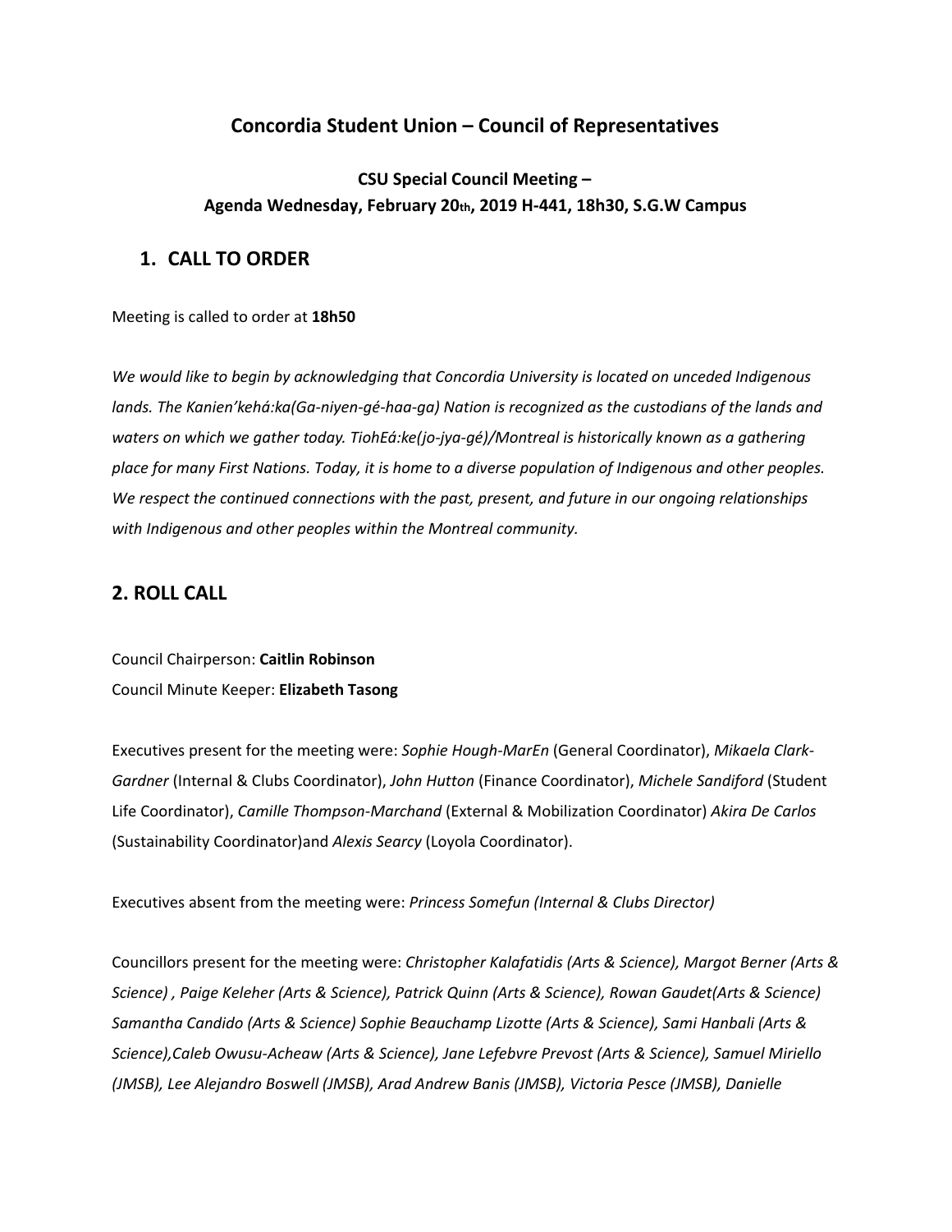## Concordia Student Union – Council of Representatives

### CSU Special Council Meeting – Agenda Wednesday, February 20th, 2019 H-441, 18h30, S.G.W Campus

## 1. CALL TO ORDER

Meeting is called to order at **18h50**

*We would like to begin by acknowledging that Concordia University is located on unceded Indigenous lands. The Kanien'kehá:ka(Ga-niyen-gé-haa-ga) Nation is recognized as the custodians of the lands and waters on which we gather today. TiohEá:ke(jo-jya-gé)/Montreal is historically known as a gathering place for many First Nations. Today, it is home to a diverse population of Indigenous and other peoples. We respect the continued connections with the past, present, and future in our ongoing relationships with Indigenous and other peoples within the Montreal community.*

## 2. ROLL CALL

Council Chairperson: **Caitlin Robinson**
Council Minute Keeper: **Elizabeth Tasong**

Executives present for the meeting were: *Sophie Hough-MarEn* (General Coordinator), *Mikaela Clark-Gardner* (Internal & Clubs Coordinator), *John Hutton* (Finance Coordinator), *Michele Sandiford* (Student Life Coordinator), *Camille Thompson-Marchand* (External & Mobilization Coordinator) *Akira De Carlos* (Sustainability Coordinator)and *Alexis Searcy* (Loyola Coordinator).

Executives absent from the meeting were: *Princess Somefun (Internal & Clubs Director)*

Councillors present for the meeting were: *Christopher Kalafatidis (Arts & Science), Margot Berner (Arts & Science) , Paige Keleher (Arts & Science), Patrick Quinn (Arts & Science), Rowan Gaudet(Arts & Science) Samantha Candido (Arts & Science) Sophie Beauchamp Lizotte (Arts & Science), Sami Hanbali (Arts & Science),Caleb Owusu-Acheaw (Arts & Science), Jane Lefebvre Prevost (Arts & Science), Samuel Miriello (JMSB), Lee Alejandro Boswell (JMSB), Arad Andrew Banis (JMSB), Victoria Pesce (JMSB), Danielle*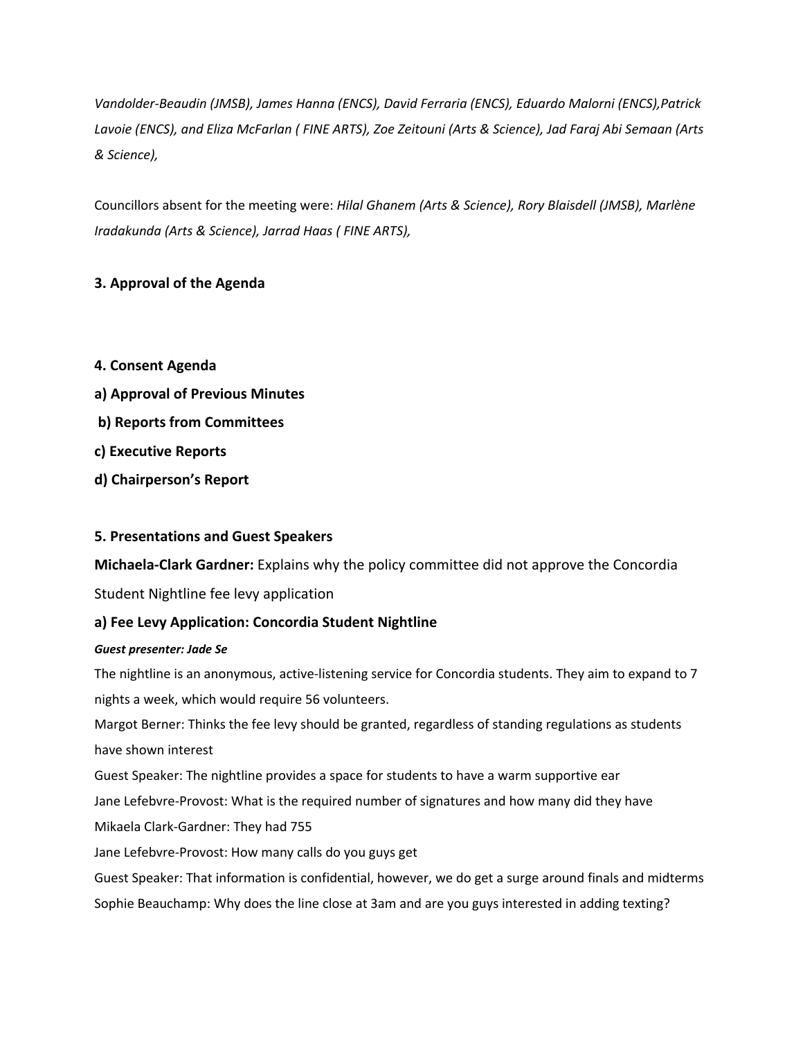*Vandolder-Beaudin (JMSB), James Hanna (ENCS), David Ferraria (ENCS), Eduardo Malorni (ENCS),Patrick Lavoie (ENCS), and Eliza McFarlan ( FINE ARTS), Zoe Zeitouni (Arts & Science), Jad Faraj Abi Semaan (Arts & Science),*

Councillors absent for the meeting were: *Hilal Ghanem (Arts & Science), Rory Blaisdell (JMSB), Marlène Iradakunda (Arts & Science), Jarrad Haas ( FINE ARTS),*

**3. Approval of the Agenda**

**4. Consent Agenda**

**a) Approval of Previous Minutes**

**b) Reports from Committees**

**c) Executive Reports**

**d) Chairperson's Report**

**5. Presentations and Guest Speakers**

**Michaela-Clark Gardner:** Explains why the policy committee did not approve the Concordia Student Nightline fee levy application

**a) Fee Levy Application: Concordia Student Nightline**

***Guest presenter: Jade Se***

The nightline is an anonymous, active-listening service for Concordia students. They aim to expand to 7 nights a week, which would require 56 volunteers.

Margot Berner: Thinks the fee levy should be granted, regardless of standing regulations as students have shown interest

Guest Speaker: The nightline provides a space for students to have a warm supportive ear

Jane Lefebvre-Provost: What is the required number of signatures and how many did they have

Mikaela Clark-Gardner: They had 755

Jane Lefebvre-Provost: How many calls do you guys get

Guest Speaker: That information is confidential, however, we do get a surge around finals and midterms

Sophie Beauchamp: Why does the line close at 3am and are you guys interested in adding texting?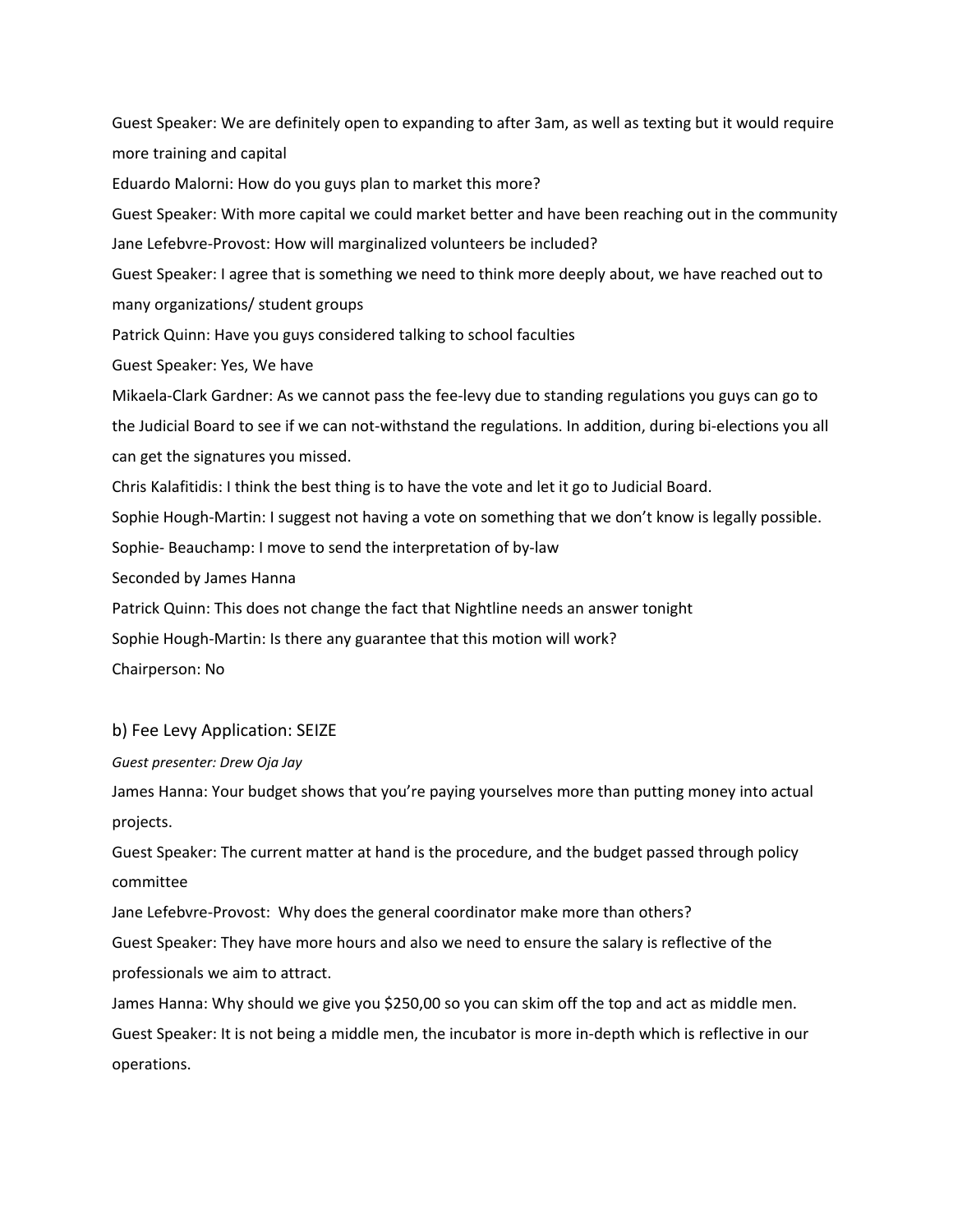Guest Speaker: We are definitely open to expanding to after 3am, as well as texting but it would require more training and capital

Eduardo Malorni: How do you guys plan to market this more?

Guest Speaker: With more capital we could market better and have been reaching out in the community

Jane Lefebvre-Provost: How will marginalized volunteers be included?

Guest Speaker: I agree that is something we need to think more deeply about, we have reached out to many organizations/ student groups

Patrick Quinn: Have you guys considered talking to school faculties

Guest Speaker: Yes, We have

Mikaela-Clark Gardner: As we cannot pass the fee-levy due to standing regulations you guys can go to the Judicial Board to see if we can not-withstand the regulations. In addition, during bi-elections you all can get the signatures you missed.

Chris Kalafitidis: I think the best thing is to have the vote and let it go to Judicial Board.

Sophie Hough-Martin: I suggest not having a vote on something that we don't know is legally possible.

Sophie- Beauchamp: I move to send the interpretation of by-law

Seconded by James Hanna

Patrick Quinn: This does not change the fact that Nightline needs an answer tonight

Sophie Hough-Martin: Is there any guarantee that this motion will work?

Chairperson: No

## b) Fee Levy Application: SEIZE

*Guest presenter: Drew Oja Jay*

James Hanna: Your budget shows that you're paying yourselves more than putting money into actual projects.

Guest Speaker: The current matter at hand is the procedure, and the budget passed through policy committee

Jane Lefebvre-Provost: Why does the general coordinator make more than others?

Guest Speaker: They have more hours and also we need to ensure the salary is reflective of the professionals we aim to attract.

James Hanna: Why should we give you $250,00 so you can skim off the top and act as middle men.

Guest Speaker: It is not being a middle men, the incubator is more in-depth which is reflective in our operations.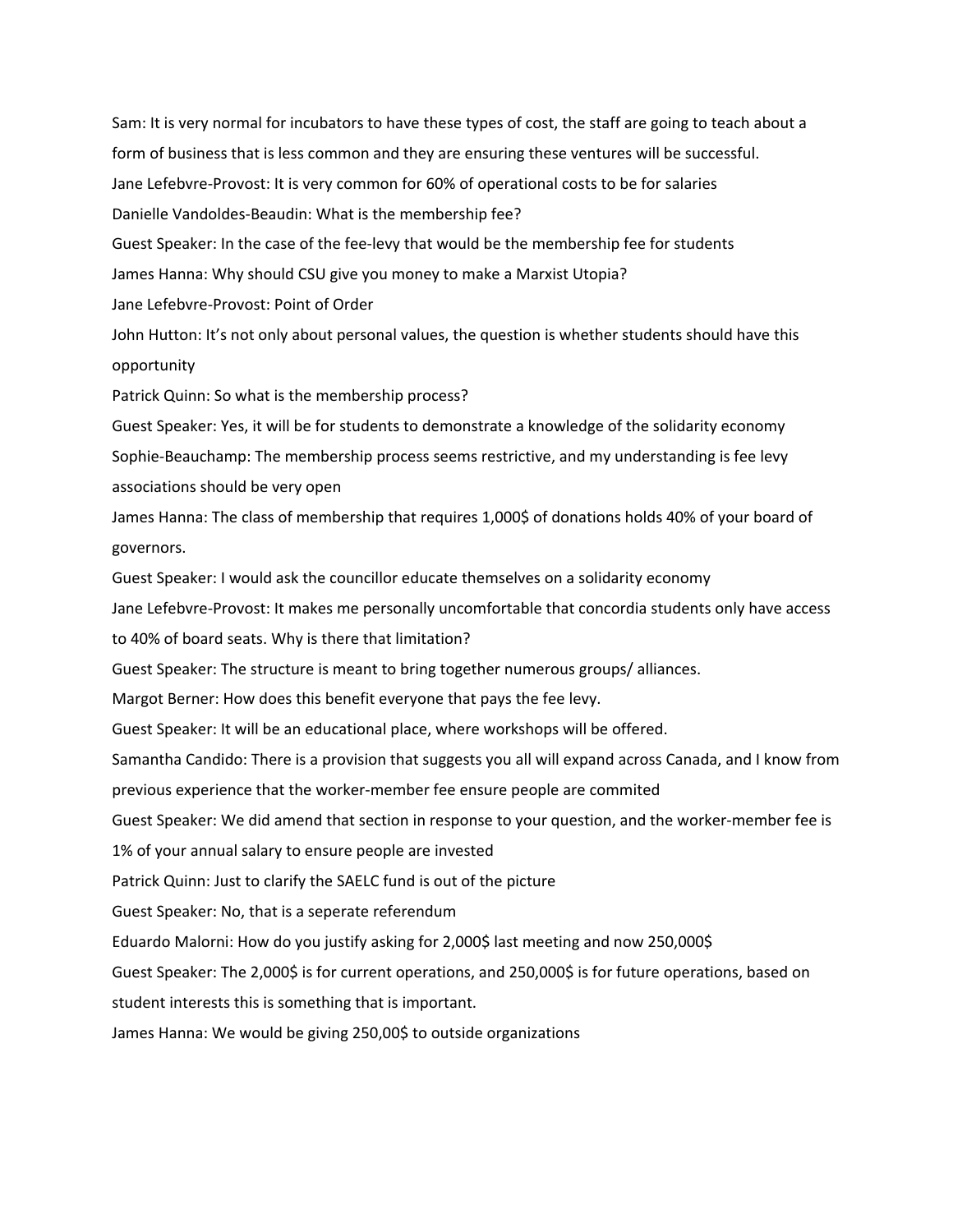Sam: It is very normal for incubators to have these types of cost, the staff are going to teach about a form of business that is less common and they are ensuring these ventures will be successful.

Jane Lefebvre-Provost: It is very common for 60% of operational costs to be for salaries

Danielle Vandoldes-Beaudin: What is the membership fee?

Guest Speaker: In the case of the fee-levy that would be the membership fee for students

James Hanna: Why should CSU give you money to make a Marxist Utopia?

Jane Lefebvre-Provost: Point of Order

John Hutton: It's not only about personal values, the question is whether students should have this opportunity

Patrick Quinn: So what is the membership process?

Guest Speaker: Yes, it will be for students to demonstrate a knowledge of the solidarity economy

Sophie-Beauchamp: The membership process seems restrictive, and my understanding is fee levy associations should be very open

James Hanna: The class of membership that requires 1,000$ of donations holds 40% of your board of governors.

Guest Speaker: I would ask the councillor educate themselves on a solidarity economy

Jane Lefebvre-Provost: It makes me personally uncomfortable that concordia students only have access to 40% of board seats. Why is there that limitation?

Guest Speaker: The structure is meant to bring together numerous groups/ alliances.

Margot Berner: How does this benefit everyone that pays the fee levy.

Guest Speaker: It will be an educational place, where workshops will be offered.

Samantha Candido: There is a provision that suggests you all will expand across Canada, and I know from previous experience that the worker-member fee ensure people are commited

Guest Speaker: We did amend that section in response to your question, and the worker-member fee is 1% of your annual salary to ensure people are invested

Patrick Quinn: Just to clarify the SAELC fund is out of the picture

Guest Speaker: No, that is a seperate referendum

Eduardo Malorni: How do you justify asking for 2,000$ last meeting and now 250,000$

Guest Speaker: The 2,000$ is for current operations, and 250,000$ is for future operations, based on student interests this is something that is important.

James Hanna: We would be giving 250,00$ to outside organizations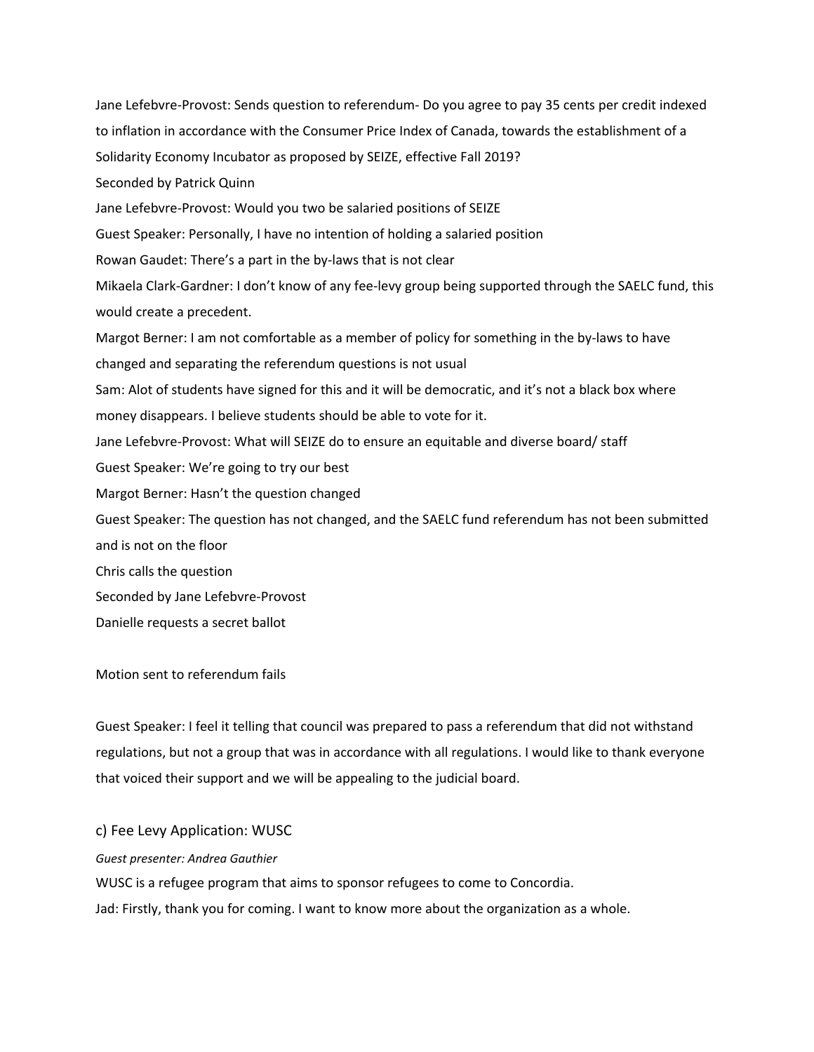Jane Lefebvre-Provost: Sends question to referendum- Do you agree to pay 35 cents per credit indexed to inflation in accordance with the Consumer Price Index of Canada, towards the establishment of a Solidarity Economy Incubator as proposed by SEIZE, effective Fall 2019?

Seconded by Patrick Quinn

Jane Lefebvre-Provost: Would you two be salaried positions of SEIZE

Guest Speaker: Personally, I have no intention of holding a salaried position

Rowan Gaudet: There's a part in the by-laws that is not clear

Mikaela Clark-Gardner: I don't know of any fee-levy group being supported through the SAELC fund, this would create a precedent.

Margot Berner: I am not comfortable as a member of policy for something in the by-laws to have changed and separating the referendum questions is not usual

Sam: Alot of students have signed for this and it will be democratic, and it's not a black box where money disappears. I believe students should be able to vote for it.

Jane Lefebvre-Provost: What will SEIZE do to ensure an equitable and diverse board/ staff

Guest Speaker: We're going to try our best

Margot Berner: Hasn't the question changed

Guest Speaker: The question has not changed, and the SAELC fund referendum has not been submitted and is not on the floor

Chris calls the question

Seconded by Jane Lefebvre-Provost

Danielle requests a secret ballot

Motion sent to referendum fails

Guest Speaker: I feel it telling that council was prepared to pass a referendum that did not withstand regulations, but not a group that was in accordance with all regulations. I would like to thank everyone that voiced their support and we will be appealing to the judicial board.

### c) Fee Levy Application: WUSC

*Guest presenter: Andrea Gauthier*

WUSC is a refugee program that aims to sponsor refugees to come to Concordia.

Jad: Firstly, thank you for coming. I want to know more about the organization as a whole.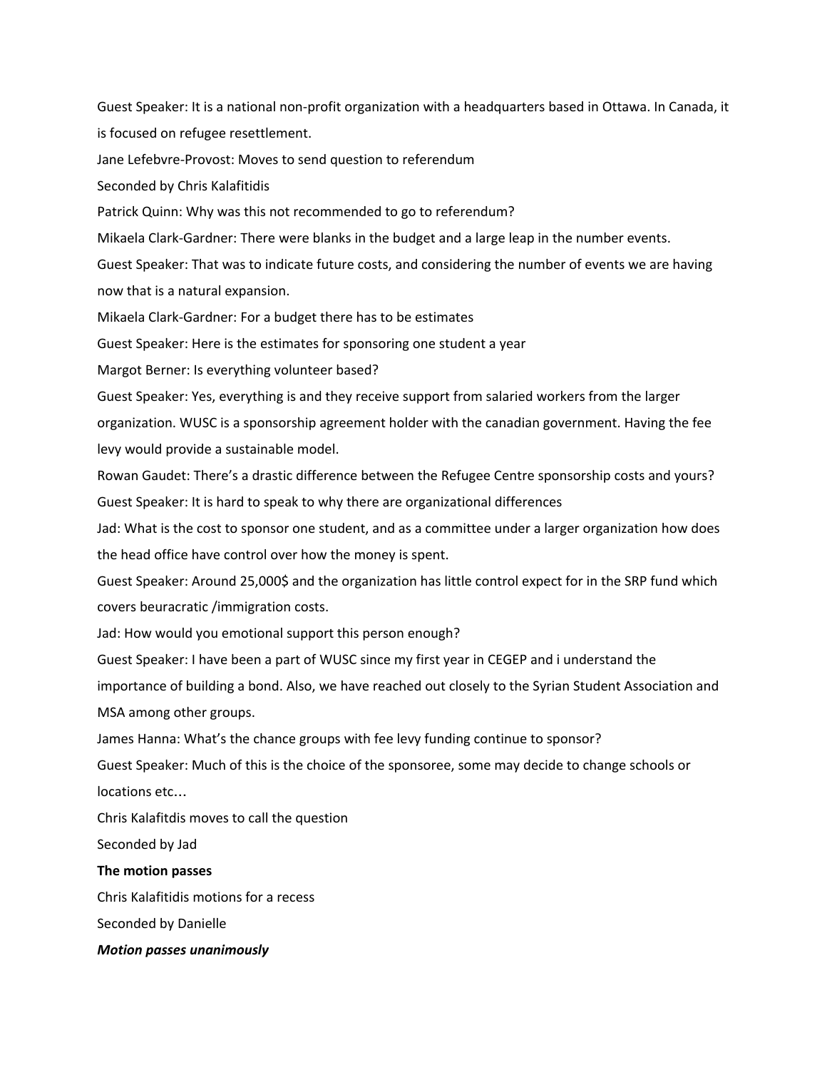Guest Speaker: It is a national non-profit organization with a headquarters based in Ottawa. In Canada, it is focused on refugee resettlement.

Jane Lefebvre-Provost: Moves to send question to referendum

Seconded by Chris Kalafitidis

Patrick Quinn: Why was this not recommended to go to referendum?

Mikaela Clark-Gardner: There were blanks in the budget and a large leap in the number events.

Guest Speaker: That was to indicate future costs, and considering the number of events we are having now that is a natural expansion.

Mikaela Clark-Gardner: For a budget there has to be estimates

Guest Speaker: Here is the estimates for sponsoring one student a year

Margot Berner: Is everything volunteer based?

Guest Speaker: Yes, everything is and they receive support from salaried workers from the larger organization. WUSC is a sponsorship agreement holder with the canadian government. Having the fee levy would provide a sustainable model.

Rowan Gaudet: There's a drastic difference between the Refugee Centre sponsorship costs and yours?

Guest Speaker: It is hard to speak to why there are organizational differences

Jad: What is the cost to sponsor one student, and as a committee under a larger organization how does the head office have control over how the money is spent.

Guest Speaker: Around 25,000$ and the organization has little control expect for in the SRP fund which covers beuracratic /immigration costs.

Jad: How would you emotional support this person enough?

Guest Speaker: I have been a part of WUSC since my first year in CEGEP and i understand the importance of building a bond. Also, we have reached out closely to the Syrian Student Association and MSA among other groups.

James Hanna: What's the chance groups with fee levy funding continue to sponsor?

Guest Speaker: Much of this is the choice of the sponsoree, some may decide to change schools or locations etc…

Chris Kalafitdis moves to call the question

Seconded by Jad

**The motion passes**

Chris Kalafitidis motions for a recess

Seconded by Danielle

***Motion passes unanimously***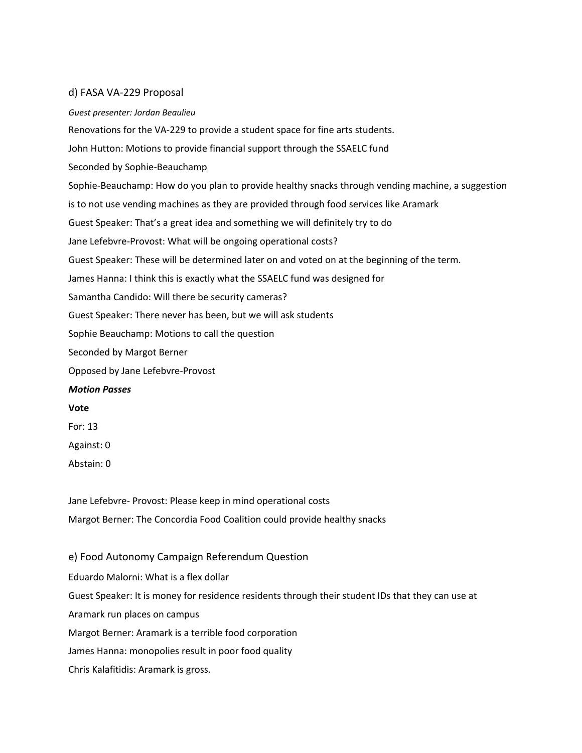### d) FASA VA-229 Proposal

*Guest presenter: Jordan Beaulieu*

Renovations for the VA-229 to provide a student space for fine arts students.

John Hutton: Motions to provide financial support through the SSAELC fund

Seconded by Sophie-Beauchamp

Sophie-Beauchamp: How do you plan to provide healthy snacks through vending machine, a suggestion is to not use vending machines as they are provided through food services like Aramark

Guest Speaker: That's a great idea and something we will definitely try to do

Jane Lefebvre-Provost: What will be ongoing operational costs?

Guest Speaker: These will be determined later on and voted on at the beginning of the term.

James Hanna: I think this is exactly what the SSAELC fund was designed for

Samantha Candido: Will there be security cameras?

Guest Speaker: There never has been, but we will ask students

Sophie Beauchamp: Motions to call the question

Seconded by Margot Berner

Opposed by Jane Lefebvre-Provost

***Motion Passes***

**Vote**

For: 13

Against: 0

Abstain: 0

Jane Lefebvre- Provost: Please keep in mind operational costs

Margot Berner: The Concordia Food Coalition could provide healthy snacks

### e) Food Autonomy Campaign Referendum Question

Eduardo Malorni: What is a flex dollar

Guest Speaker: It is money for residence residents through their student IDs that they can use at Aramark run places on campus

Margot Berner: Aramark is a terrible food corporation

James Hanna: monopolies result in poor food quality

Chris Kalafitidis: Aramark is gross.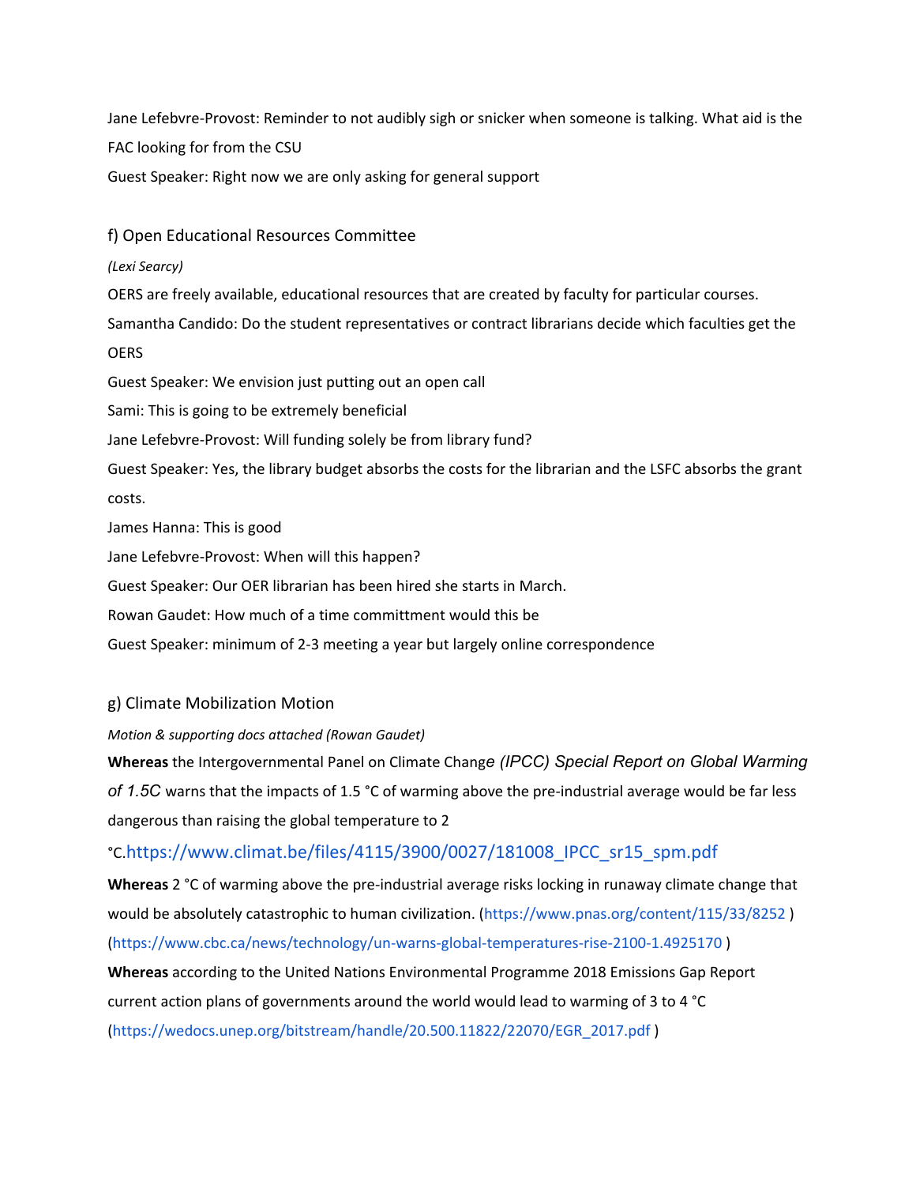Jane Lefebvre-Provost: Reminder to not audibly sigh or snicker when someone is talking. What aid is the FAC looking for from the CSU

Guest Speaker: Right now we are only asking for general support

## f) Open Educational Resources Committee

*(Lexi Searcy)*

OERS are freely available, educational resources that are created by faculty for particular courses.

Samantha Candido: Do the student representatives or contract librarians decide which faculties get the OERS

Guest Speaker: We envision just putting out an open call

Sami: This is going to be extremely beneficial

Jane Lefebvre-Provost: Will funding solely be from library fund?

Guest Speaker: Yes, the library budget absorbs the costs for the librarian and the LSFC absorbs the grant costs.

James Hanna: This is good

Jane Lefebvre-Provost: When will this happen?

Guest Speaker: Our OER librarian has been hired she starts in March.

Rowan Gaudet: How much of a time committment would this be

Guest Speaker: minimum of 2-3 meeting a year but largely online correspondence

## g) Climate Mobilization Motion

*Motion & supporting docs attached (Rowan Gaudet)*

**Whereas** the Intergovernmental Panel on Climate Change *(IPCC) Special Report on Global Warming of 1.5C* warns that the impacts of 1.5 °C of warming above the pre-industrial average would be far less dangerous than raising the global temperature to 2 °C.https://www.climat.be/files/4115/3900/0027/181008_IPCC_sr15_spm.pdf

**Whereas** 2 °C of warming above the pre-industrial average risks locking in runaway climate change that would be absolutely catastrophic to human civilization. (https://www.pnas.org/content/115/33/8252 ) (https://www.cbc.ca/news/technology/un-warns-global-temperatures-rise-2100-1.4925170 )

**Whereas** according to the United Nations Environmental Programme 2018 Emissions Gap Report current action plans of governments around the world would lead to warming of 3 to 4 °C (https://wedocs.unep.org/bitstream/handle/20.500.11822/22070/EGR_2017.pdf )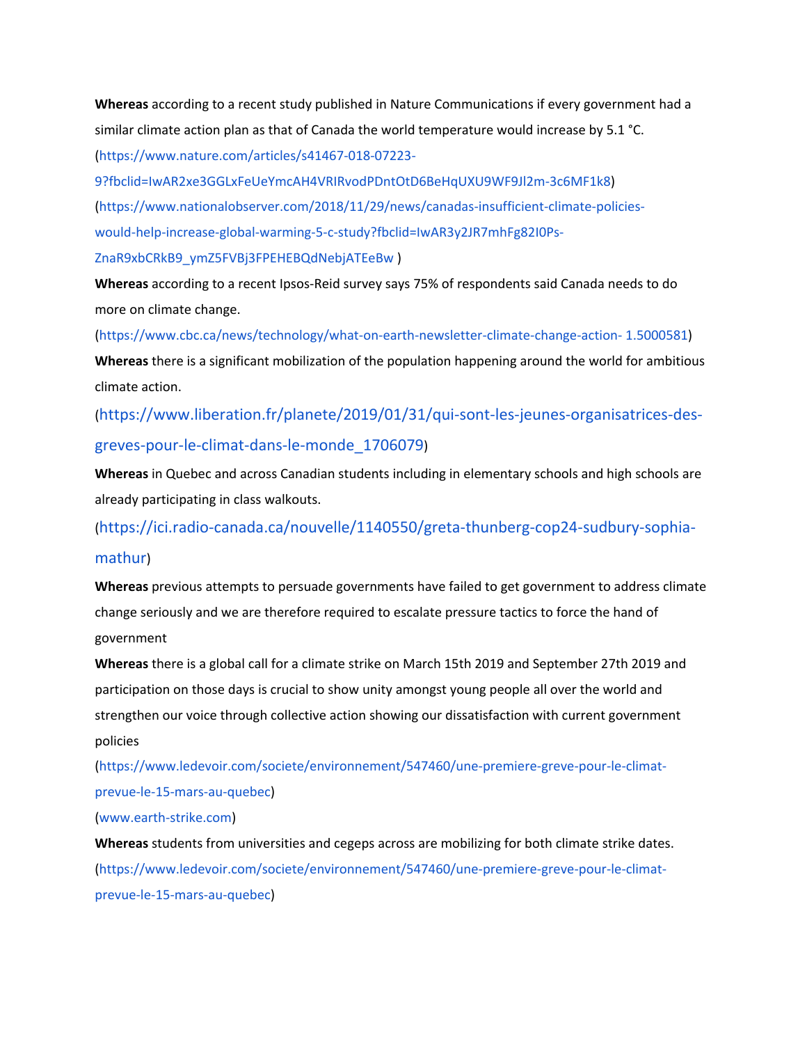**Whereas** according to a recent study published in Nature Communications if every government had a similar climate action plan as that of Canada the world temperature would increase by 5.1 °C. (https://www.nature.com/articles/s41467-018-07223-9?fbclid=IwAR2xe3GGLxFeUeYmcAH4VRIRvodPDntOtD6BeHqUXU9WF9Jl2m-3c6MF1k8) (https://www.nationalobserver.com/2018/11/29/news/canadas-insufficient-climate-policies-would-help-increase-global-warming-5-c-study?fbclid=IwAR3y2JR7mhFg82I0Ps-ZnaR9xbCRkB9_ymZ5FVBj3FPEHEBQdNebjATEeBw )

**Whereas** according to a recent Ipsos-Reid survey says 75% of respondents said Canada needs to do more on climate change. (https://www.cbc.ca/news/technology/what-on-earth-newsletter-climate-change-action- 1.5000581)

**Whereas** there is a significant mobilization of the population happening around the world for ambitious climate action. (https://www.liberation.fr/planete/2019/01/31/qui-sont-les-jeunes-organisatrices-des-greves-pour-le-climat-dans-le-monde_1706079)

**Whereas** in Quebec and across Canadian students including in elementary schools and high schools are already participating in class walkouts. (https://ici.radio-canada.ca/nouvelle/1140550/greta-thunberg-cop24-sudbury-sophia-mathur)

**Whereas** previous attempts to persuade governments have failed to get government to address climate change seriously and we are therefore required to escalate pressure tactics to force the hand of government

**Whereas** there is a global call for a climate strike on March 15th 2019 and September 27th 2019 and participation on those days is crucial to show unity amongst young people all over the world and strengthen our voice through collective action showing our dissatisfaction with current government policies (https://www.ledevoir.com/societe/environnement/547460/une-premiere-greve-pour-le-climat-prevue-le-15-mars-au-quebec) (www.earth-strike.com)

**Whereas** students from universities and cegeps across are mobilizing for both climate strike dates. (https://www.ledevoir.com/societe/environnement/547460/une-premiere-greve-pour-le-climat-prevue-le-15-mars-au-quebec)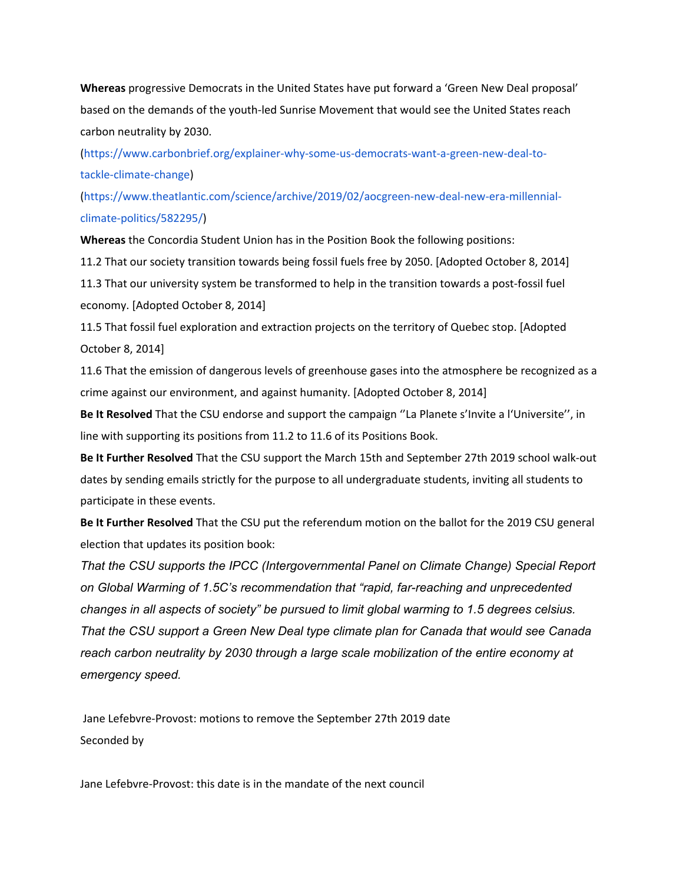**Whereas** progressive Democrats in the United States have put forward a 'Green New Deal proposal' based on the demands of the youth-led Sunrise Movement that would see the United States reach carbon neutrality by 2030.

(https://www.carbonbrief.org/explainer-why-some-us-democrats-want-a-green-new-deal-to-tackle-climate-change)

(https://www.theatlantic.com/science/archive/2019/02/aocgreen-new-deal-new-era-millennial-climate-politics/582295/)

**Whereas** the Concordia Student Union has in the Position Book the following positions:

11.2 That our society transition towards being fossil fuels free by 2050. [Adopted October 8, 2014]

11.3 That our university system be transformed to help in the transition towards a post-fossil fuel economy. [Adopted October 8, 2014]

11.5 That fossil fuel exploration and extraction projects on the territory of Quebec stop. [Adopted October 8, 2014]

11.6 That the emission of dangerous levels of greenhouse gases into the atmosphere be recognized as a crime against our environment, and against humanity. [Adopted October 8, 2014]

**Be It Resolved** That the CSU endorse and support the campaign ''La Planete s'Invite a l'Universite'', in line with supporting its positions from 11.2 to 11.6 of its Positions Book.

**Be It Further Resolved** That the CSU support the March 15th and September 27th 2019 school walk-out dates by sending emails strictly for the purpose to all undergraduate students, inviting all students to participate in these events.

**Be It Further Resolved** That the CSU put the referendum motion on the ballot for the 2019 CSU general election that updates its position book:

*That the CSU supports the IPCC (Intergovernmental Panel on Climate Change) Special Report on Global Warming of 1.5C's recommendation that "rapid, far-reaching and unprecedented changes in all aspects of society" be pursued to limit global warming to 1.5 degrees celsius. That the CSU support a Green New Deal type climate plan for Canada that would see Canada reach carbon neutrality by 2030 through a large scale mobilization of the entire economy at emergency speed.*

Jane Lefebvre-Provost: motions to remove the September 27th 2019 date

Seconded by

Jane Lefebvre-Provost: this date is in the mandate of the next council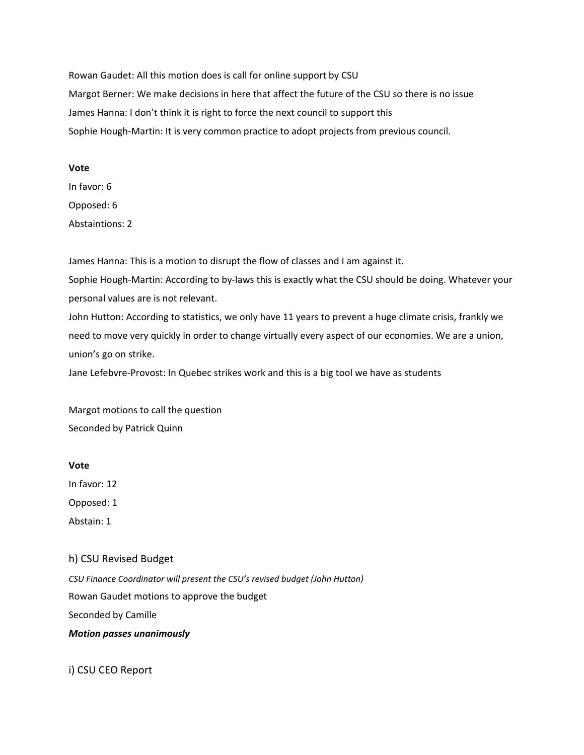Rowan Gaudet: All this motion does is call for online support by CSU

Margot Berner: We make decisions in here that affect the future of the CSU so there is no issue

James Hanna: I don't think it is right to force the next council to support this

Sophie Hough-Martin: It is very common practice to adopt projects from previous council.

**Vote**

In favor: 6

Opposed: 6

Abstaintions: 2

James Hanna: This is a motion to disrupt the flow of classes and I am against it.

Sophie Hough-Martin: According to by-laws this is exactly what the CSU should be doing. Whatever your personal values are is not relevant.

John Hutton: According to statistics, we only have 11 years to prevent a huge climate crisis, frankly we need to move very quickly in order to change virtually every aspect of our economies. We are a union, union's go on strike.

Jane Lefebvre-Provost: In Quebec strikes work and this is a big tool we have as students

Margot motions to call the question

Seconded by Patrick Quinn

**Vote**

In favor: 12

Opposed: 1

Abstain: 1

## h) CSU Revised Budget

*CSU Finance Coordinator will present the CSU's revised budget (John Hutton)*

Rowan Gaudet motions to approve the budget

Seconded by Camille

***Motion passes unanimously***

## i) CSU CEO Report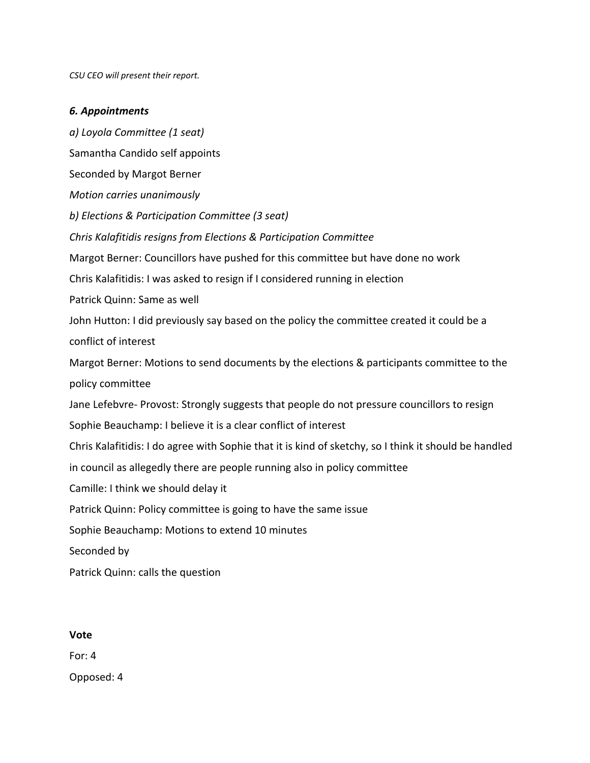*CSU CEO will present their report.*

### *6. Appointments*

*a) Loyola Committee (1 seat)*

Samantha Candido self appoints

Seconded by Margot Berner

*Motion carries unanimously*

*b) Elections & Participation Committee (3 seat)*

*Chris Kalafitidis resigns from Elections & Participation Committee*

Margot Berner: Councillors have pushed for this committee but have done no work

Chris Kalafitidis: I was asked to resign if I considered running in election

Patrick Quinn: Same as well

John Hutton: I did previously say based on the policy the committee created it could be a conflict of interest

Margot Berner: Motions to send documents by the elections & participants committee to the policy committee

Jane Lefebvre- Provost: Strongly suggests that people do not pressure councillors to resign

Sophie Beauchamp: I believe it is a clear conflict of interest

Chris Kalafitidis: I do agree with Sophie that it is kind of sketchy, so I think it should be handled in council as allegedly there are people running also in policy committee

Camille: I think we should delay it

Patrick Quinn: Policy committee is going to have the same issue

Sophie Beauchamp: Motions to extend 10 minutes

Seconded by

Patrick Quinn: calls the question

**Vote**

For: 4

Opposed: 4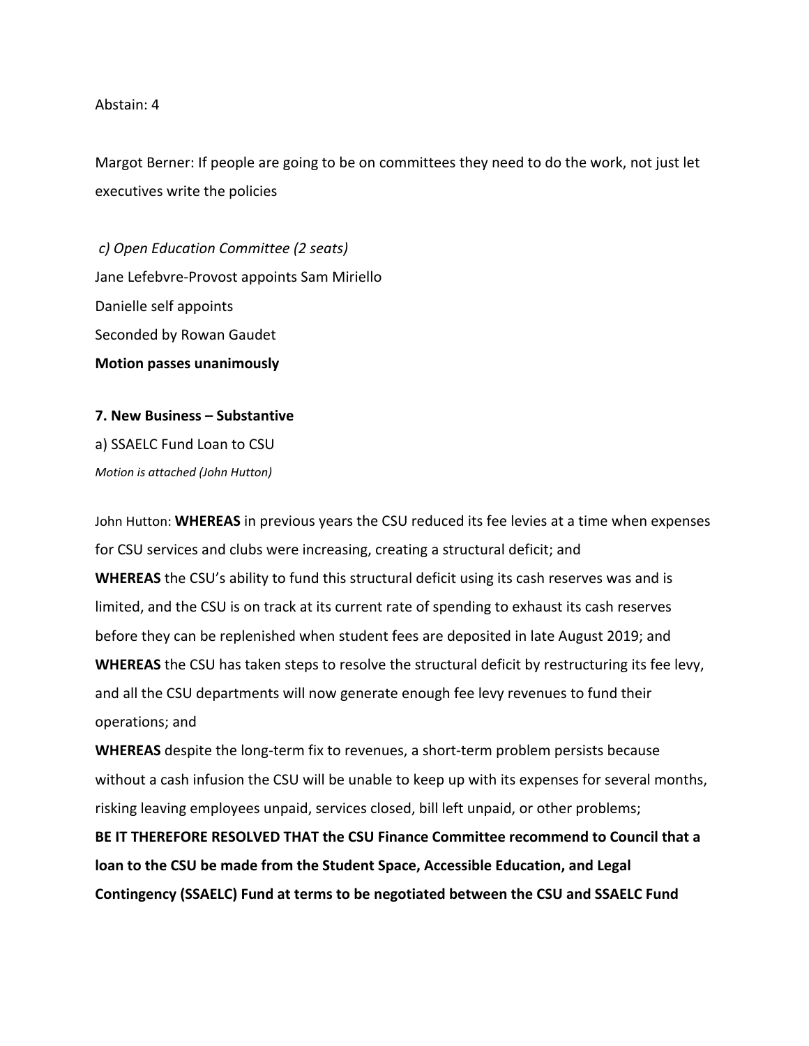Abstain: 4

Margot Berner: If people are going to be on committees they need to do the work, not just let executives write the policies

*c) Open Education Committee (2 seats)*

Jane Lefebvre-Provost appoints Sam Miriello

Danielle self appoints

Seconded by Rowan Gaudet

**Motion passes unanimously**

**7. New Business – Substantive**

a) SSAELC Fund Loan to CSU

*Motion is attached (John Hutton)*

John Hutton: **WHEREAS** in previous years the CSU reduced its fee levies at a time when expenses for CSU services and clubs were increasing, creating a structural deficit; and

**WHEREAS** the CSU's ability to fund this structural deficit using its cash reserves was and is limited, and the CSU is on track at its current rate of spending to exhaust its cash reserves before they can be replenished when student fees are deposited in late August 2019; and

**WHEREAS** the CSU has taken steps to resolve the structural deficit by restructuring its fee levy, and all the CSU departments will now generate enough fee levy revenues to fund their operations; and

**WHEREAS** despite the long-term fix to revenues, a short-term problem persists because without a cash infusion the CSU will be unable to keep up with its expenses for several months, risking leaving employees unpaid, services closed, bill left unpaid, or other problems;

**BE IT THEREFORE RESOLVED THAT the CSU Finance Committee recommend to Council that a loan to the CSU be made from the Student Space, Accessible Education, and Legal Contingency (SSAELC) Fund at terms to be negotiated between the CSU and SSAELC Fund**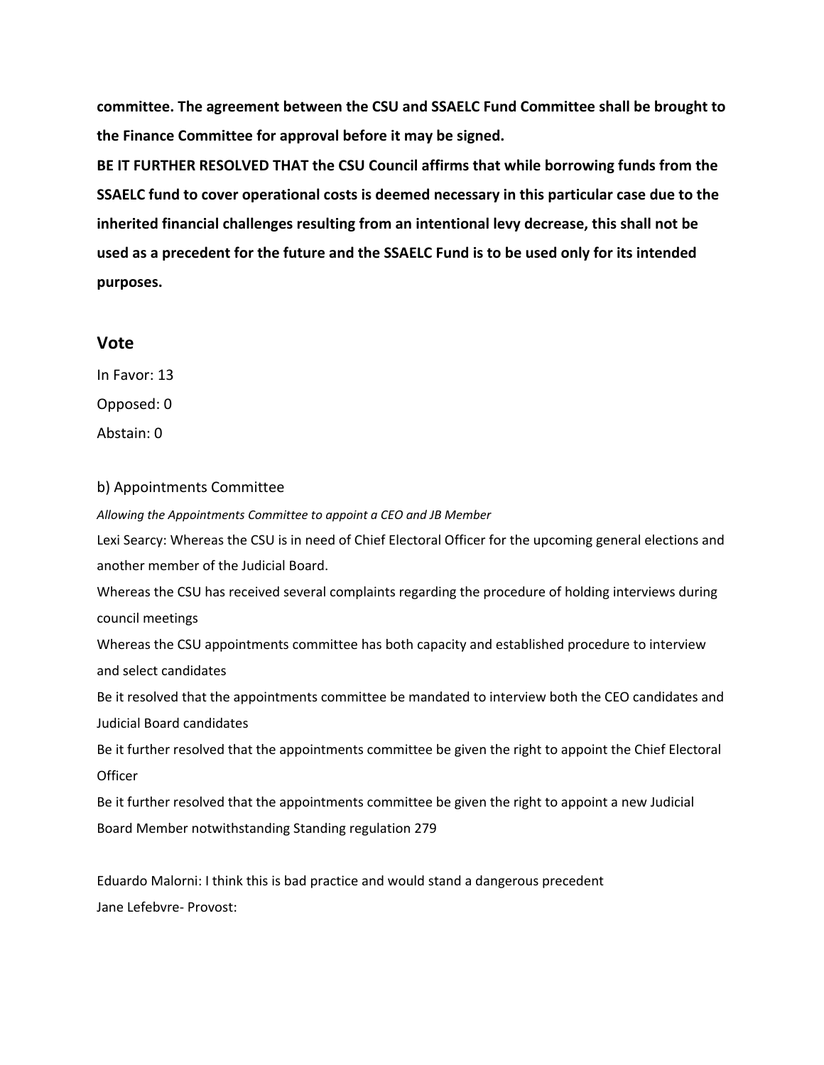**committee. The agreement between the CSU and SSAELC Fund Committee shall be brought to the Finance Committee for approval before it may be signed.**

**BE IT FURTHER RESOLVED THAT the CSU Council affirms that while borrowing funds from the SSAELC fund to cover operational costs is deemed necessary in this particular case due to the inherited financial challenges resulting from an intentional levy decrease, this shall not be used as a precedent for the future and the SSAELC Fund is to be used only for its intended purposes.**

## Vote

In Favor: 13

Opposed: 0

Abstain: 0

b) Appointments Committee

*Allowing the Appointments Committee to appoint a CEO and JB Member*

Lexi Searcy: Whereas the CSU is in need of Chief Electoral Officer for the upcoming general elections and another member of the Judicial Board.

Whereas the CSU has received several complaints regarding the procedure of holding interviews during council meetings

Whereas the CSU appointments committee has both capacity and established procedure to interview and select candidates

Be it resolved that the appointments committee be mandated to interview both the CEO candidates and Judicial Board candidates

Be it further resolved that the appointments committee be given the right to appoint the Chief Electoral Officer

Be it further resolved that the appointments committee be given the right to appoint a new Judicial Board Member notwithstanding Standing regulation 279

Eduardo Malorni: I think this is bad practice and would stand a dangerous precedent

Jane Lefebvre- Provost: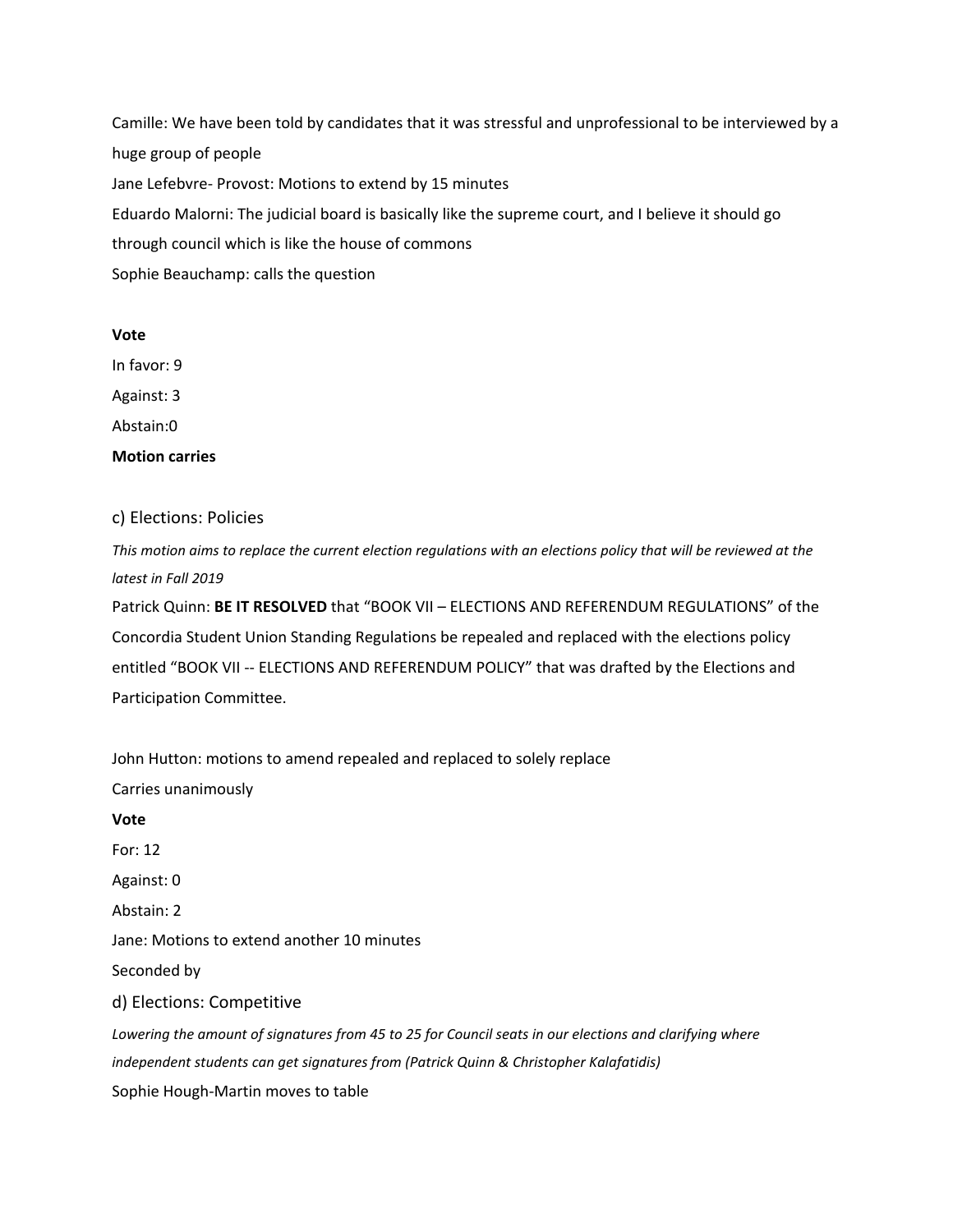Camille: We have been told by candidates that it was stressful and unprofessional to be interviewed by a huge group of people

Jane Lefebvre- Provost: Motions to extend by 15 minutes

Eduardo Malorni: The judicial board is basically like the supreme court, and I believe it should go through council which is like the house of commons

Sophie Beauchamp: calls the question

**Vote**

In favor: 9

Against: 3

Abstain:0

**Motion carries**

## c) Elections: Policies

*This motion aims to replace the current election regulations with an elections policy that will be reviewed at the latest in Fall 2019*

Patrick Quinn: **BE IT RESOLVED** that "BOOK VII – ELECTIONS AND REFERENDUM REGULATIONS" of the Concordia Student Union Standing Regulations be repealed and replaced with the elections policy entitled "BOOK VII -- ELECTIONS AND REFERENDUM POLICY" that was drafted by the Elections and Participation Committee.

John Hutton: motions to amend repealed and replaced to solely replace

Carries unanimously

**Vote**

For: 12

Against: 0

Abstain: 2

Jane: Motions to extend another 10 minutes

Seconded by

## d) Elections: Competitive

*Lowering the amount of signatures from 45 to 25 for Council seats in our elections and clarifying where independent students can get signatures from (Patrick Quinn & Christopher Kalafatidis)*

Sophie Hough-Martin moves to table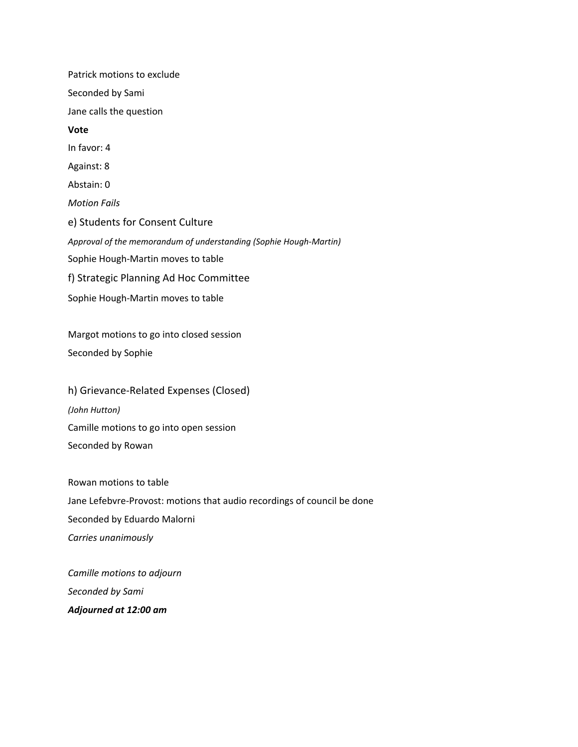Patrick motions to exclude

Seconded by Sami

Jane calls the question

**Vote**

In favor: 4

Against: 8

Abstain: 0

*Motion Fails*

### e) Students for Consent Culture

*Approval of the memorandum of understanding (Sophie Hough-Martin)*

Sophie Hough-Martin moves to table

### f) Strategic Planning Ad Hoc Committee

Sophie Hough-Martin moves to table

Margot motions to go into closed session

Seconded by Sophie

### h) Grievance-Related Expenses (Closed)

*(John Hutton)*

Camille motions to go into open session

Seconded by Rowan

Rowan motions to table

Jane Lefebvre-Provost: motions that audio recordings of council be done

Seconded by Eduardo Malorni

*Carries unanimously*

*Camille motions to adjourn*

*Seconded by Sami*

***Adjourned at 12:00 am***